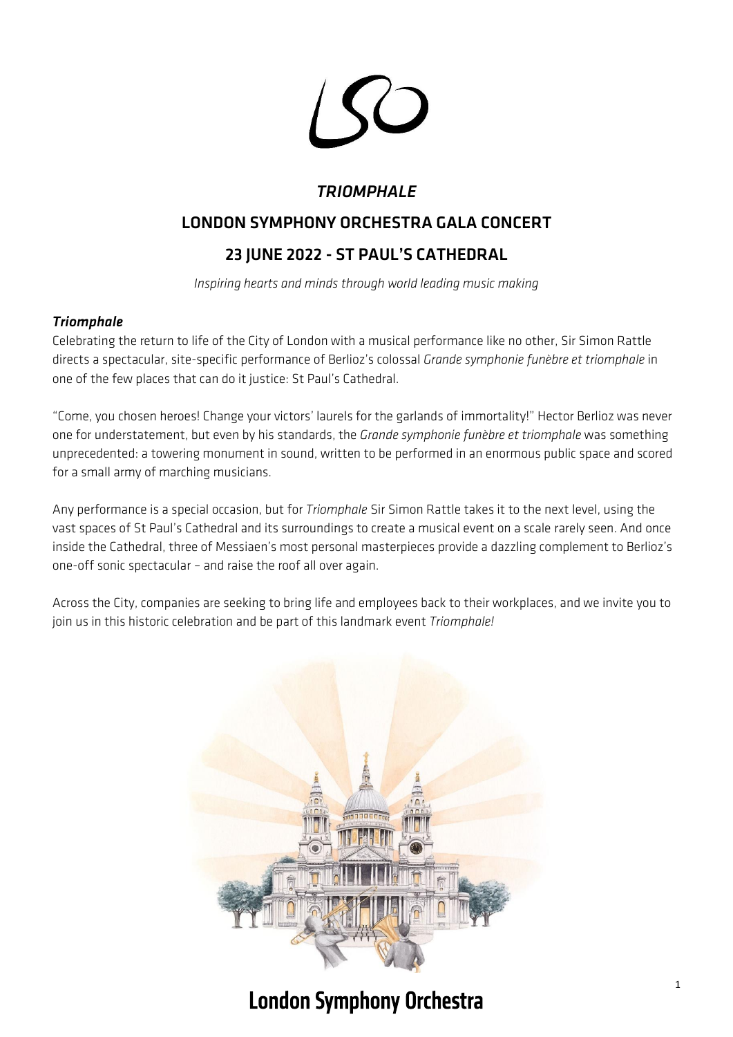# *TRIOMPHALE*

## LONDON SYMPHONY ORCHESTRA GALA CONCERT

## 23 JUNE 2022 - ST PAUL'S CATHEDRAL

*Inspiring hearts and minds through world leading music making*

### *Triomphale*

Celebrating the return to life of the City of London with a musical performance like no other, Sir Simon Rattle directs a spectacular, site-specific performance of Berlioz's colossal *Grande symphonie funèbre et triomphale* in one of the few places that can do it justice: St Paul's Cathedral.

"Come, you chosen heroes! Change your victors' laurels for the garlands of immortality!" Hector Berlioz was never one for understatement, but even by his standards, the *Grande symphonie funèbre et triomphale* was something unprecedented: a towering monument in sound, written to be performed in an enormous public space and scored for a small army of marching musicians.

Any performance is a special occasion, but for *Triomphale* Sir Simon Rattle takes it to the next level, using the vast spaces of St Paul's Cathedral and its surroundings to create a musical event on a scale rarely seen. And once inside the Cathedral, three of Messiaen's most personal masterpieces provide a dazzling complement to Berlioz's one-off sonic spectacular – and raise the roof all over again.

Across the City, companies are seeking to bring life and employees back to their workplaces, and we invite you to join us in this historic celebration and be part of this landmark event *Triomphale!*

London Symphony Orchestra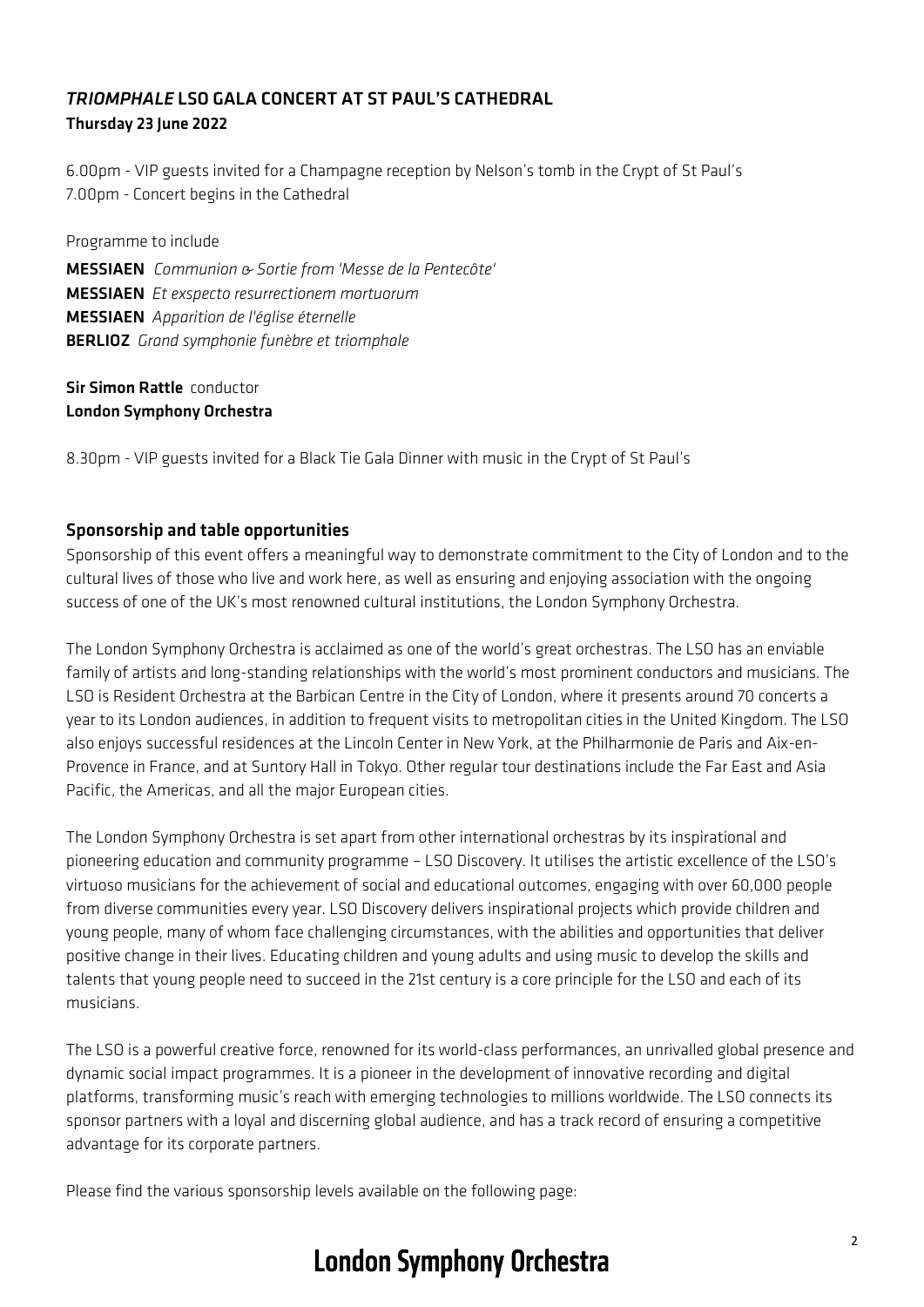## *TRIOMPHALE* LSO GALA CONCERT AT ST PAUL'S CATHEDRAL

**Thursday 23 June 2022**

6.00pm - VIP guests invited for a Champagne reception by Nelson's tomb in the Crypt of St Paul's
7.00pm - Concert begins in the Cathedral

Programme to include

**MESSIAEN** *Communion & Sortie from 'Messe de la Pentecôte'*
**MESSIAEN** *Et exspecto resurrectionem mortuorum*
**MESSIAEN** *Apparition de l'église éternelle*
**BERLIOZ** *Grand symphonie funèbre et triomphale*

**Sir Simon Rattle** conductor
**London Symphony Orchestra**

8.30pm - VIP guests invited for a Black Tie Gala Dinner with music in the Crypt of St Paul's

### Sponsorship and table opportunities

Sponsorship of this event offers a meaningful way to demonstrate commitment to the City of London and to the cultural lives of those who live and work here, as well as ensuring and enjoying association with the ongoing success of one of the UK's most renowned cultural institutions, the London Symphony Orchestra.

The London Symphony Orchestra is acclaimed as one of the world's great orchestras. The LSO has an enviable family of artists and long-standing relationships with the world's most prominent conductors and musicians. The LSO is Resident Orchestra at the Barbican Centre in the City of London, where it presents around 70 concerts a year to its London audiences, in addition to frequent visits to metropolitan cities in the United Kingdom. The LSO also enjoys successful residences at the Lincoln Center in New York, at the Philharmonie de Paris and Aix-en-Provence in France, and at Suntory Hall in Tokyo. Other regular tour destinations include the Far East and Asia Pacific, the Americas, and all the major European cities.

The London Symphony Orchestra is set apart from other international orchestras by its inspirational and pioneering education and community programme – LSO Discovery. It utilises the artistic excellence of the LSO's virtuoso musicians for the achievement of social and educational outcomes, engaging with over 60,000 people from diverse communities every year. LSO Discovery delivers inspirational projects which provide children and young people, many of whom face challenging circumstances, with the abilities and opportunities that deliver positive change in their lives. Educating children and young adults and using music to develop the skills and talents that young people need to succeed in the 21st century is a core principle for the LSO and each of its musicians.

The LSO is a powerful creative force, renowned for its world-class performances, an unrivalled global presence and dynamic social impact programmes. It is a pioneer in the development of innovative recording and digital platforms, transforming music's reach with emerging technologies to millions worldwide. The LSO connects its sponsor partners with a loyal and discerning global audience, and has a track record of ensuring a competitive advantage for its corporate partners.

Please find the various sponsorship levels available on the following page: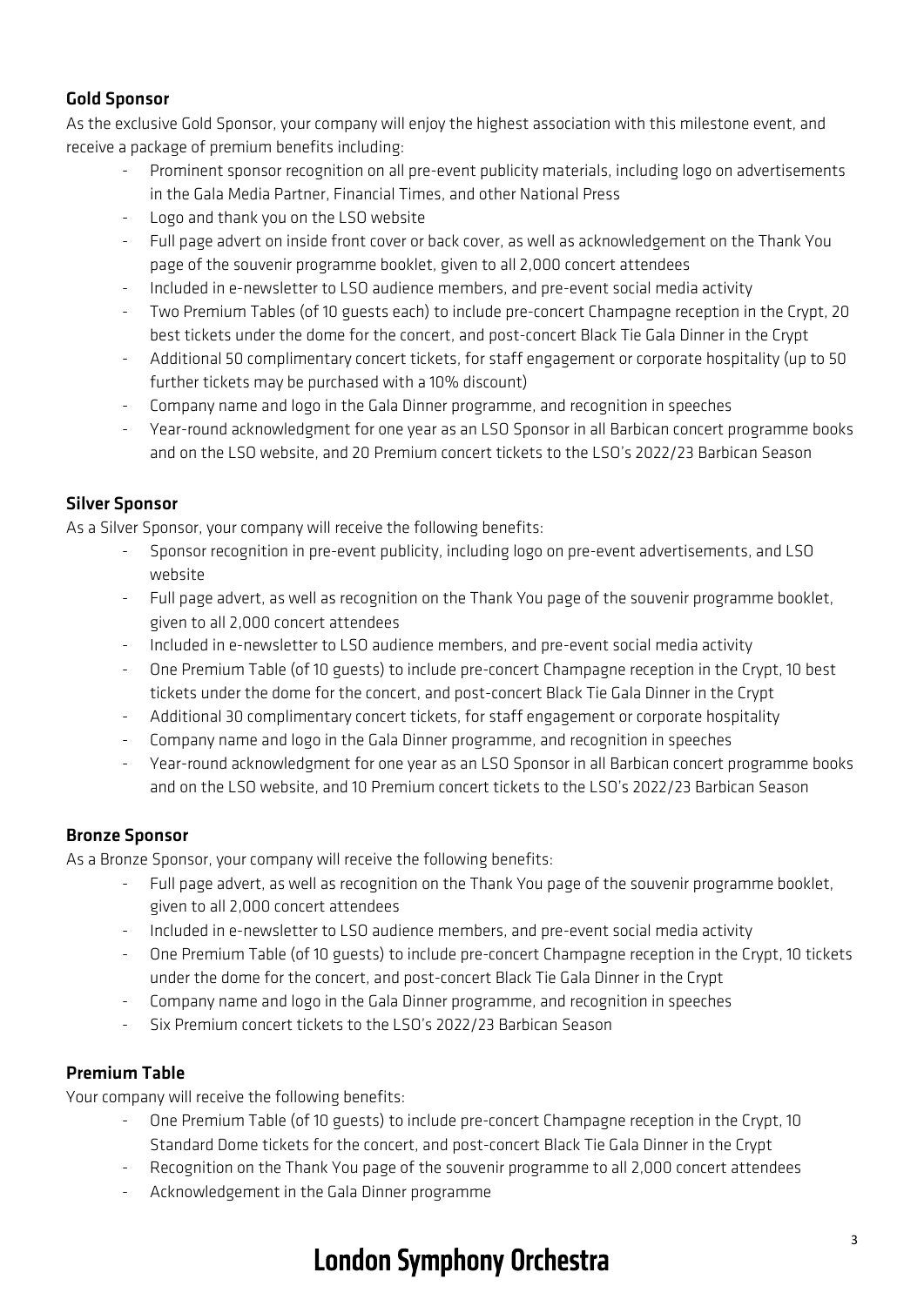## Gold Sponsor

As the exclusive Gold Sponsor, your company will enjoy the highest association with this milestone event, and receive a package of premium benefits including:

- Prominent sponsor recognition on all pre-event publicity materials, including logo on advertisements in the Gala Media Partner, Financial Times, and other National Press
- Logo and thank you on the LSO website
- Full page advert on inside front cover or back cover, as well as acknowledgement on the Thank You page of the souvenir programme booklet, given to all 2,000 concert attendees
- Included in e-newsletter to LSO audience members, and pre-event social media activity
- Two Premium Tables (of 10 guests each) to include pre-concert Champagne reception in the Crypt, 20 best tickets under the dome for the concert, and post-concert Black Tie Gala Dinner in the Crypt
- Additional 50 complimentary concert tickets, for staff engagement or corporate hospitality (up to 50 further tickets may be purchased with a 10% discount)
- Company name and logo in the Gala Dinner programme, and recognition in speeches
- Year-round acknowledgment for one year as an LSO Sponsor in all Barbican concert programme books and on the LSO website, and 20 Premium concert tickets to the LSO's 2022/23 Barbican Season

## Silver Sponsor

As a Silver Sponsor, your company will receive the following benefits:

- Sponsor recognition in pre-event publicity, including logo on pre-event advertisements, and LSO website
- Full page advert, as well as recognition on the Thank You page of the souvenir programme booklet, given to all 2,000 concert attendees
- Included in e-newsletter to LSO audience members, and pre-event social media activity
- One Premium Table (of 10 guests) to include pre-concert Champagne reception in the Crypt, 10 best tickets under the dome for the concert, and post-concert Black Tie Gala Dinner in the Crypt
- Additional 30 complimentary concert tickets, for staff engagement or corporate hospitality
- Company name and logo in the Gala Dinner programme, and recognition in speeches
- Year-round acknowledgment for one year as an LSO Sponsor in all Barbican concert programme books and on the LSO website, and 10 Premium concert tickets to the LSO's 2022/23 Barbican Season

## Bronze Sponsor

As a Bronze Sponsor, your company will receive the following benefits:

- Full page advert, as well as recognition on the Thank You page of the souvenir programme booklet, given to all 2,000 concert attendees
- Included in e-newsletter to LSO audience members, and pre-event social media activity
- One Premium Table (of 10 guests) to include pre-concert Champagne reception in the Crypt, 10 tickets under the dome for the concert, and post-concert Black Tie Gala Dinner in the Crypt
- Company name and logo in the Gala Dinner programme, and recognition in speeches
- Six Premium concert tickets to the LSO's 2022/23 Barbican Season

## Premium Table

Your company will receive the following benefits:

- One Premium Table (of 10 guests) to include pre-concert Champagne reception in the Crypt, 10 Standard Dome tickets for the concert, and post-concert Black Tie Gala Dinner in the Crypt
- Recognition on the Thank You page of the souvenir programme to all 2,000 concert attendees
- Acknowledgement in the Gala Dinner programme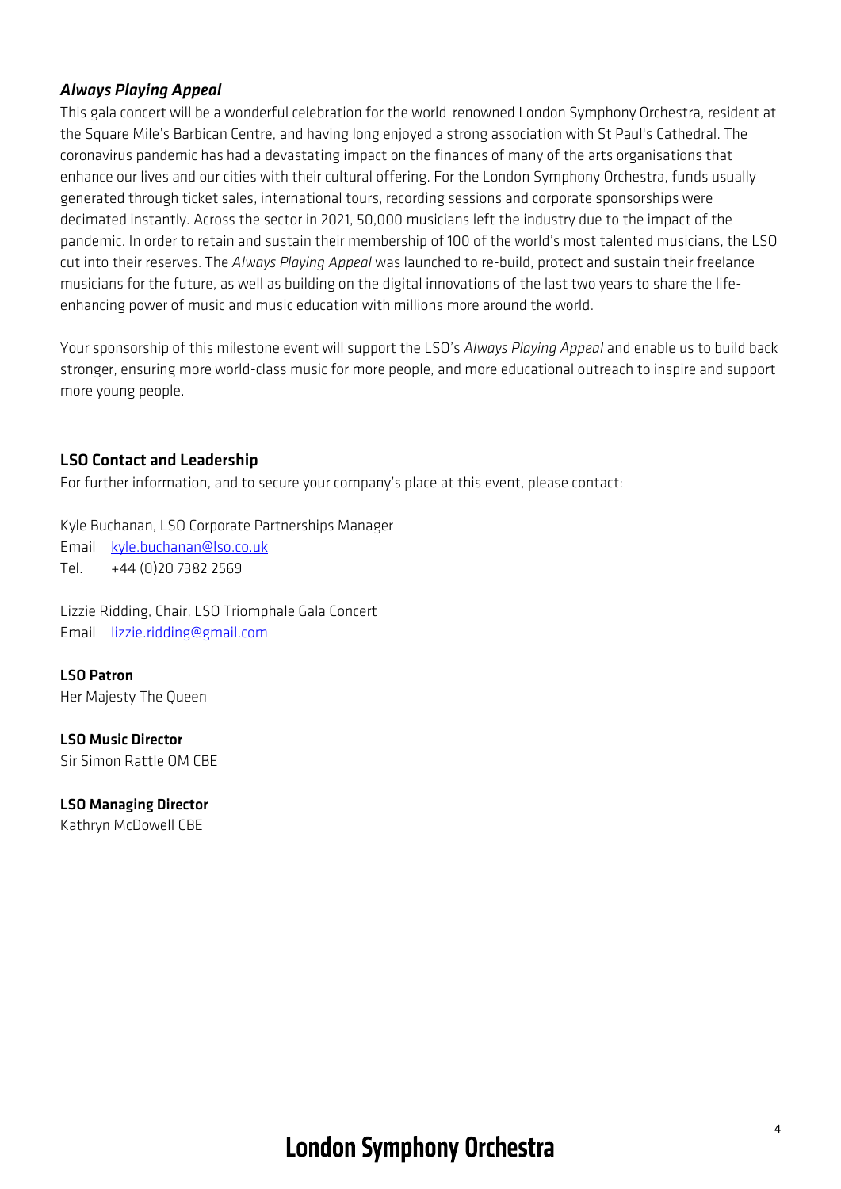### *Always Playing Appeal*

This gala concert will be a wonderful celebration for the world-renowned London Symphony Orchestra, resident at the Square Mile's Barbican Centre, and having long enjoyed a strong association with St Paul's Cathedral. The coronavirus pandemic has had a devastating impact on the finances of many of the arts organisations that enhance our lives and our cities with their cultural offering. For the London Symphony Orchestra, funds usually generated through ticket sales, international tours, recording sessions and corporate sponsorships were decimated instantly. Across the sector in 2021, 50,000 musicians left the industry due to the impact of the pandemic. In order to retain and sustain their membership of 100 of the world's most talented musicians, the LSO cut into their reserves. The *Always Playing Appeal* was launched to re-build, protect and sustain their freelance musicians for the future, as well as building on the digital innovations of the last two years to share the life-enhancing power of music and music education with millions more around the world.

Your sponsorship of this milestone event will support the LSO's *Always Playing Appeal* and enable us to build back stronger, ensuring more world-class music for more people, and more educational outreach to inspire and support more young people.

### LSO Contact and Leadership

For further information, and to secure your company's place at this event, please contact:

Kyle Buchanan, LSO Corporate Partnerships Manager
Email kyle.buchanan@lso.co.uk
Tel. +44 (0)20 7382 2569

Lizzie Ridding, Chair, LSO Triomphale Gala Concert
Email lizzie.ridding@gmail.com

**LSO Patron**
Her Majesty The Queen

**LSO Music Director**
Sir Simon Rattle OM CBE

**LSO Managing Director**
Kathryn McDowell CBE

**London Symphony Orchestra**